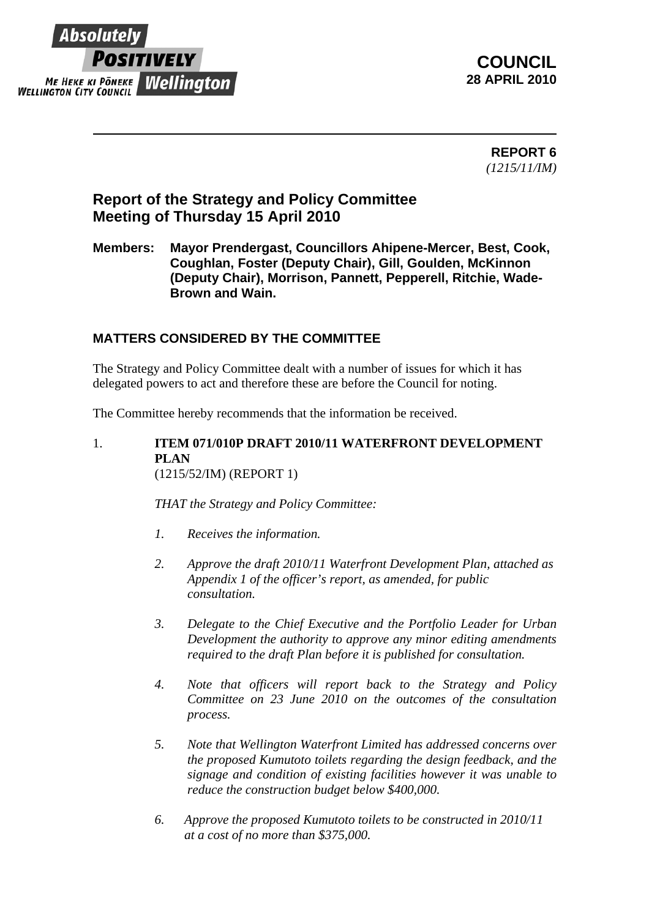Absolutely **POSITIVELY** Wellington
ME HEKE KI PŌNEKE
WELLINGTON CITY COUNCIL

**COUNCIL**
**28 APRIL 2010**

---

**REPORT 6**
*(1215/11/IM)*

## Report of the Strategy and Policy Committee Meeting of Thursday 15 April 2010

**Members: Mayor Prendergast, Councillors Ahipene-Mercer, Best, Cook, Coughlan, Foster (Deputy Chair), Gill, Goulden, McKinnon (Deputy Chair), Morrison, Pannett, Pepperell, Ritchie, Wade-Brown and Wain.**

### MATTERS CONSIDERED BY THE COMMITTEE

The Strategy and Policy Committee dealt with a number of issues for which it has delegated powers to act and therefore these are before the Council for noting.

The Committee hereby recommends that the information be received.

1. **ITEM 071/010P DRAFT 2010/11 WATERFRONT DEVELOPMENT PLAN**
(1215/52/IM) (REPORT 1)

*THAT the Strategy and Policy Committee:*

*1. Receives the information.*

*2. Approve the draft 2010/11 Waterfront Development Plan, attached as Appendix 1 of the officer's report, as amended, for public consultation.*

*3. Delegate to the Chief Executive and the Portfolio Leader for Urban Development the authority to approve any minor editing amendments required to the draft Plan before it is published for consultation.*

*4. Note that officers will report back to the Strategy and Policy Committee on 23 June 2010 on the outcomes of the consultation process.*

*5. Note that Wellington Waterfront Limited has addressed concerns over the proposed Kumutoto toilets regarding the design feedback, and the signage and condition of existing facilities however it was unable to reduce the construction budget below $400,000.*

*6. Approve the proposed Kumutoto toilets to be constructed in 2010/11 at a cost of no more than $375,000.*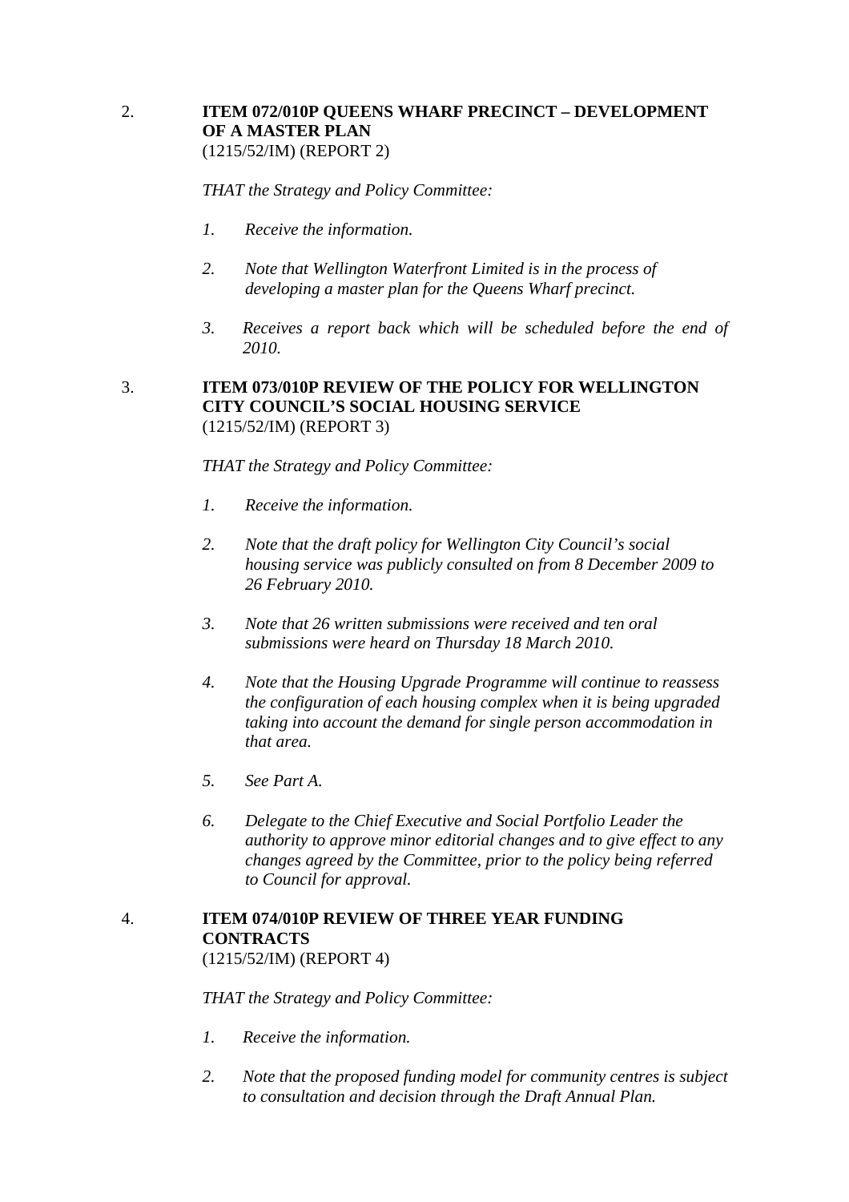2. **ITEM 072/010P QUEENS WHARF PRECINCT – DEVELOPMENT OF A MASTER PLAN**
(1215/52/IM) (REPORT 2)

*THAT the Strategy and Policy Committee:*

1. *Receive the information.*

2. *Note that Wellington Waterfront Limited is in the process of developing a master plan for the Queens Wharf precinct.*

3. *Receives a report back which will be scheduled before the end of 2010.*

3. **ITEM 073/010P REVIEW OF THE POLICY FOR WELLINGTON CITY COUNCIL'S SOCIAL HOUSING SERVICE**
(1215/52/IM) (REPORT 3)

*THAT the Strategy and Policy Committee:*

1. *Receive the information.*

2. *Note that the draft policy for Wellington City Council's social housing service was publicly consulted on from 8 December 2009 to 26 February 2010.*

3. *Note that 26 written submissions were received and ten oral submissions were heard on Thursday 18 March 2010.*

4. *Note that the Housing Upgrade Programme will continue to reassess the configuration of each housing complex when it is being upgraded taking into account the demand for single person accommodation in that area.*

5. *See Part A.*

6. *Delegate to the Chief Executive and Social Portfolio Leader the authority to approve minor editorial changes and to give effect to any changes agreed by the Committee, prior to the policy being referred to Council for approval.*

4. **ITEM 074/010P REVIEW OF THREE YEAR FUNDING CONTRACTS**
(1215/52/IM) (REPORT 4)

*THAT the Strategy and Policy Committee:*

1. *Receive the information.*

2. *Note that the proposed funding model for community centres is subject to consultation and decision through the Draft Annual Plan.*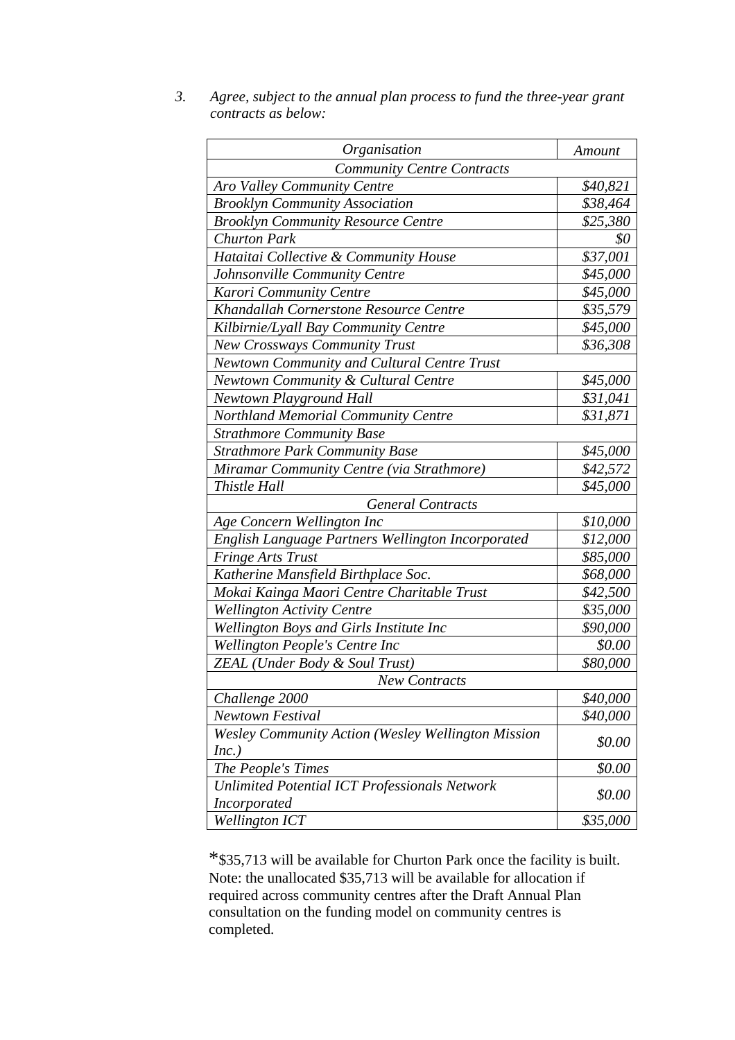3. *Agree, subject to the annual plan process to fund the three-year grant contracts as below:*

| *Organisation* | *Amount* |
|---|---|
| *Community Centre Contracts* | |
| *Aro Valley Community Centre* | *$40,821* |
| *Brooklyn Community Association* | *$38,464* |
| *Brooklyn Community Resource Centre* | *$25,380* |
| *Churton Park* | *$0* |
| *Hataitai Collective & Community House* | *$37,001* |
| *Johnsonville Community Centre* | *$45,000* |
| *Karori Community Centre* | *$45,000* |
| *Khandallah Cornerstone Resource Centre* | *$35,579* |
| *Kilbirnie/Lyall Bay Community Centre* | *$45,000* |
| *New Crossways Community Trust* | *$36,308* |
| *Newtown Community and Cultural Centre Trust* | |
| *Newtown Community & Cultural Centre* | *$45,000* |
| *Newtown Playground Hall* | *$31,041* |
| *Northland Memorial Community Centre* | *$31,871* |
| *Strathmore Community Base* | |
| *Strathmore Park Community Base* | *$45,000* |
| *Miramar Community Centre (via Strathmore)* | *$42,572* |
| *Thistle Hall* | *$45,000* |
| *General Contracts* | |
| *Age Concern Wellington Inc* | *$10,000* |
| *English Language Partners Wellington Incorporated* | *$12,000* |
| *Fringe Arts Trust* | *$85,000* |
| *Katherine Mansfield Birthplace Soc.* | *$68,000* |
| *Mokai Kainga Maori Centre Charitable Trust* | *$42,500* |
| *Wellington Activity Centre* | *$35,000* |
| *Wellington Boys and Girls Institute Inc* | *$90,000* |
| *Wellington People's Centre Inc* | *$0.00* |
| *ZEAL (Under Body & Soul Trust)* | *$80,000* |
| *New Contracts* | |
| *Challenge 2000* | *$40,000* |
| *Newtown Festival* | *$40,000* |
| *Wesley Community Action (Wesley Wellington Mission Inc.)* | *$0.00* |
| *The People's Times* | *$0.00* |
| *Unlimited Potential ICT Professionals Network Incorporated* | *$0.00* |
| *Wellington ICT* | *$35,000* |

*$35,713 will be available for Churton Park once the facility is built. Note: the unallocated $35,713 will be available for allocation if required across community centres after the Draft Annual Plan consultation on the funding model on community centres is completed.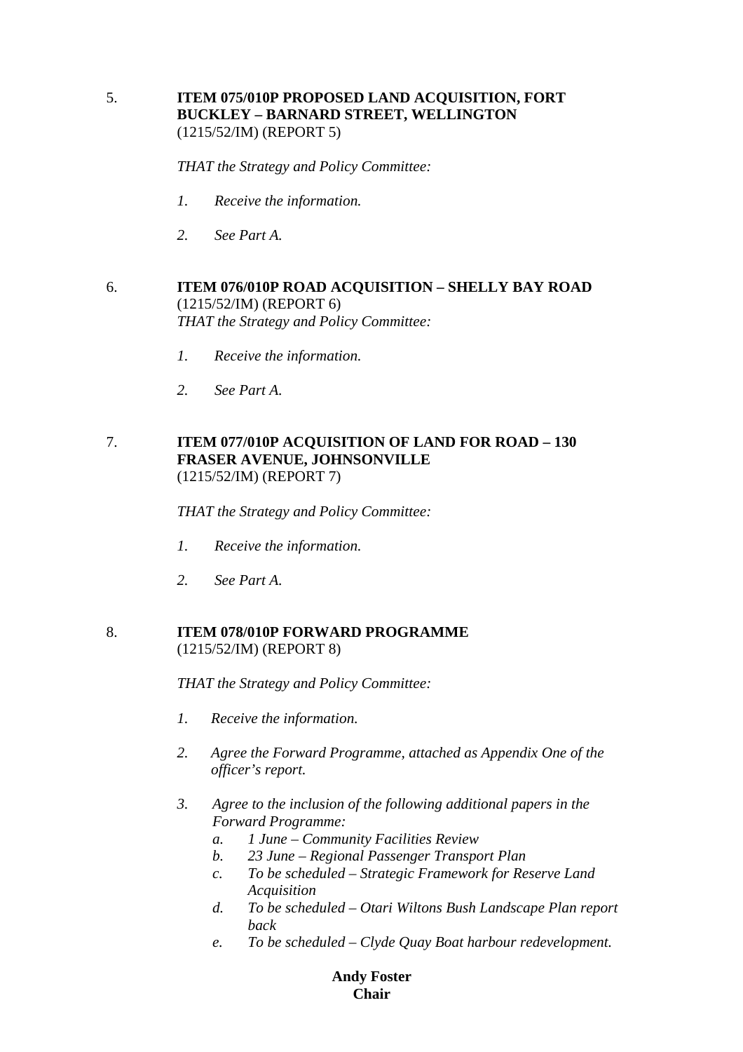5. **ITEM 075/010P PROPOSED LAND ACQUISITION, FORT BUCKLEY – BARNARD STREET, WELLINGTON**
(1215/52/IM) (REPORT 5)

*THAT the Strategy and Policy Committee:*

*1. Receive the information.*

*2. See Part A.*

6. **ITEM 076/010P ROAD ACQUISITION – SHELLY BAY ROAD**
(1215/52/IM) (REPORT 6)
*THAT the Strategy and Policy Committee:*

*1. Receive the information.*

*2. See Part A.*

7. **ITEM 077/010P ACQUISITION OF LAND FOR ROAD – 130 FRASER AVENUE, JOHNSONVILLE**
(1215/52/IM) (REPORT 7)

*THAT the Strategy and Policy Committee:*

*1. Receive the information.*

*2. See Part A.*

8. **ITEM 078/010P FORWARD PROGRAMME**
(1215/52/IM) (REPORT 8)

*THAT the Strategy and Policy Committee:*

*1. Receive the information.*

*2. Agree the Forward Programme, attached as Appendix One of the officer's report.*

*3. Agree to the inclusion of the following additional papers in the Forward Programme:*
   *a. 1 June – Community Facilities Review*
   *b. 23 June – Regional Passenger Transport Plan*
   *c. To be scheduled – Strategic Framework for Reserve Land Acquisition*
   *d. To be scheduled – Otari Wiltons Bush Landscape Plan report back*
   *e. To be scheduled – Clyde Quay Boat harbour redevelopment.*

**Andy Foster**
**Chair**